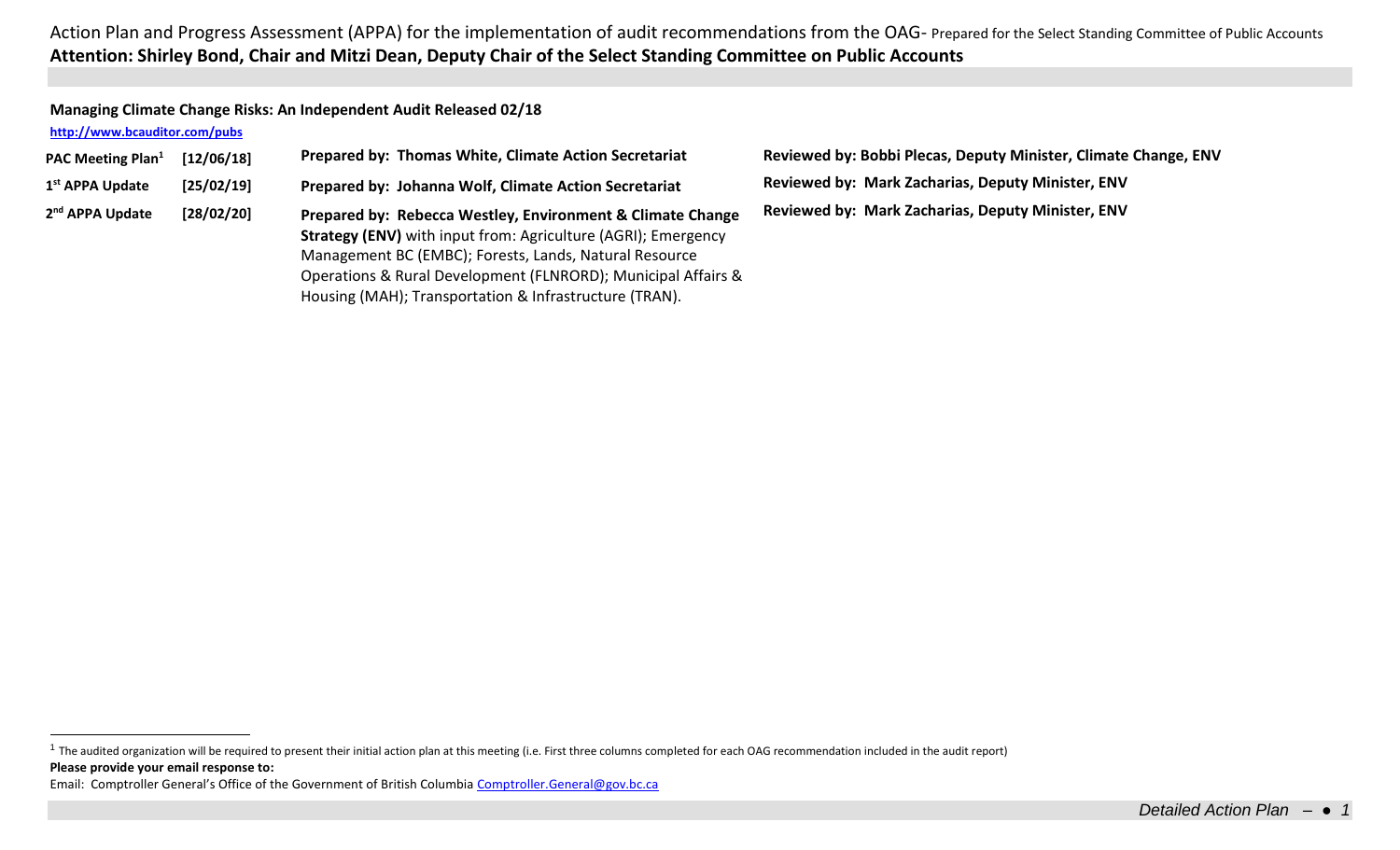Action Plan and Progress Assessment (APPA) for the implementation of audit recommendations from the OAG- Prepared for the Select Standing Committee of Public Accounts

**Attention: Shirley Bond, Chair and Mitzi Dean, Deputy Chair of the Select Standing Committee on Public Accounts**

**Managing Climate Change Risks: An Independent Audit Released 02/18**

**http://www.bcauditor.com/pubs**

| | | | |
|---|---|---|---|
| **PAC Meeting Plan[1]** | **[12/06/18]** | **Prepared by: Thomas White, Climate Action Secretariat** | **Reviewed by: Bobbi Plecas, Deputy Minister, Climate Change, ENV** |
| **1st APPA Update** | **[25/02/19]** | **Prepared by: Johanna Wolf, Climate Action Secretariat** | **Reviewed by: Mark Zacharias, Deputy Minister, ENV** |
| **2nd APPA Update** | **[28/02/20]** | **Prepared by: Rebecca Westley, Environment & Climate Change Strategy (ENV)** with input from: Agriculture (AGRI); Emergency Management BC (EMBC); Forests, Lands, Natural Resource Operations & Rural Development (FLNRORD); Municipal Affairs & Housing (MAH); Transportation & Infrastructure (TRAN). | **Reviewed by: Mark Zacharias, Deputy Minister, ENV** |

[1] The audited organization will be required to present their initial action plan at this meeting (i.e. First three columns completed for each OAG recommendation included in the audit report)

**Please provide your email response to:**

Email: Comptroller General's Office of the Government of British Columbia Comptroller.General@gov.bc.ca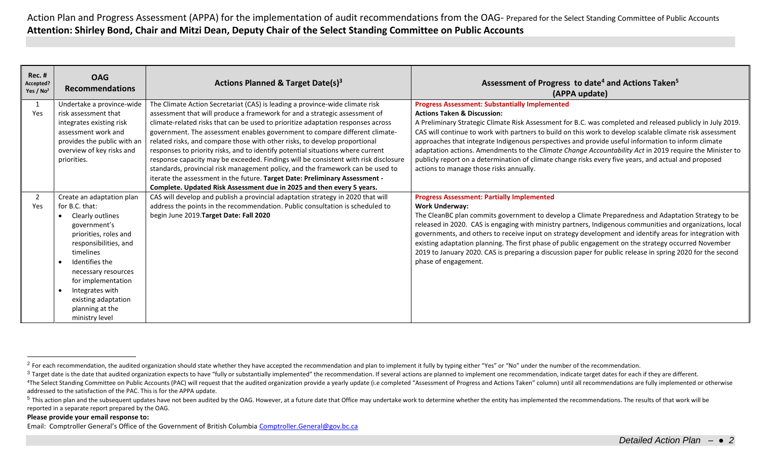Action Plan and Progress Assessment (APPA) for the implementation of audit recommendations from the OAG- Prepared for the Select Standing Committee of Public Accounts

**Attention: Shirley Bond, Chair and Mitzi Dean, Deputy Chair of the Select Standing Committee on Public Accounts**

| Rec. # Accepted? Yes / No[2] | OAG Recommendations | Actions Planned & Target Date(s)[3] | Assessment of Progress to date[4] and Actions Taken[5] (APPA update) |
|---|---|---|---|
| 1 Yes | Undertake a province-wide risk assessment that integrates existing risk assessment work and provides the public with an overview of key risks and priorities. | The Climate Action Secretariat (CAS) is leading a province-wide climate risk assessment that will produce a framework for and a strategic assessment of climate-related risks that can be used to prioritize adaptation responses across government. The assessment enables government to compare different climate-related risks, and compare those with other risks, to develop proportional responses to priority risks, and to identify potential situations where current response capacity may be exceeded. Findings will be consistent with risk disclosure standards, provincial risk management policy, and the framework can be used to iterate the assessment in the future. **Target Date: Preliminary Assessment - Complete. Updated Risk Assessment due in 2025 and then every 5 years.** | **Progress Assessment: Substantially Implemented** <br> **Actions Taken & Discussion:** <br> A Preliminary Strategic Climate Risk Assessment for B.C. was completed and released publicly in July 2019. CAS will continue to work with partners to build on this work to develop scalable climate risk assessment approaches that integrate Indigenous perspectives and provide useful information to inform climate adaptation actions. Amendments to the *Climate Change Accountability Act* in 2019 require the Minister to publicly report on a determination of climate change risks every five years, and actual and proposed actions to manage those risks annually. |
| 2 Yes | Create an adaptation plan for B.C. that: <br> • Clearly outlines government's priorities, roles and responsibilities, and timelines <br> • Identifies the necessary resources for implementation <br> • Integrates with existing adaptation planning at the ministry level | CAS will develop and publish a provincial adaptation strategy in 2020 that will address the points in the recommendation. Public consultation is scheduled to begin June 2019. **Target Date: Fall 2020** | **Progress Assessment: Partially Implemented** <br> **Work Underway:** <br> The CleanBC plan commits government to develop a Climate Preparedness and Adaptation Strategy to be released in 2020. CAS is engaging with ministry partners, Indigenous communities and organizations, local governments, and others to receive input on strategy development and identify areas for integration with existing adaptation planning. The first phase of public engagement on the strategy occurred November 2019 to January 2020. CAS is preparing a discussion paper for public release in spring 2020 for the second phase of engagement. |

[2] For each recommendation, the audited organization should state whether they have accepted the recommendation and plan to implement it fully by typing either "Yes" or "No" under the number of the recommendation.

[3] Target date is the date that audited organization expects to have "fully or substantially implemented" the recommendation. If several actions are planned to implement one recommendation, indicate target dates for each if they are different.

[4] The Select Standing Committee on Public Accounts (PAC) will request that the audited organization provide a yearly update (i.e completed "Assessment of Progress and Actions Taken" column) until all recommendations are fully implemented or otherwise addressed to the satisfaction of the PAC. This is for the APPA update.

[5] This action plan and the subsequent updates have not been audited by the OAG. However, at a future date that Office may undertake work to determine whether the entity has implemented the recommendations. The results of that work will be reported in a separate report prepared by the OAG.

**Please provide your email response to:**

Email: Comptroller General's Office of the Government of British Columbia Comptroller.General@gov.bc.ca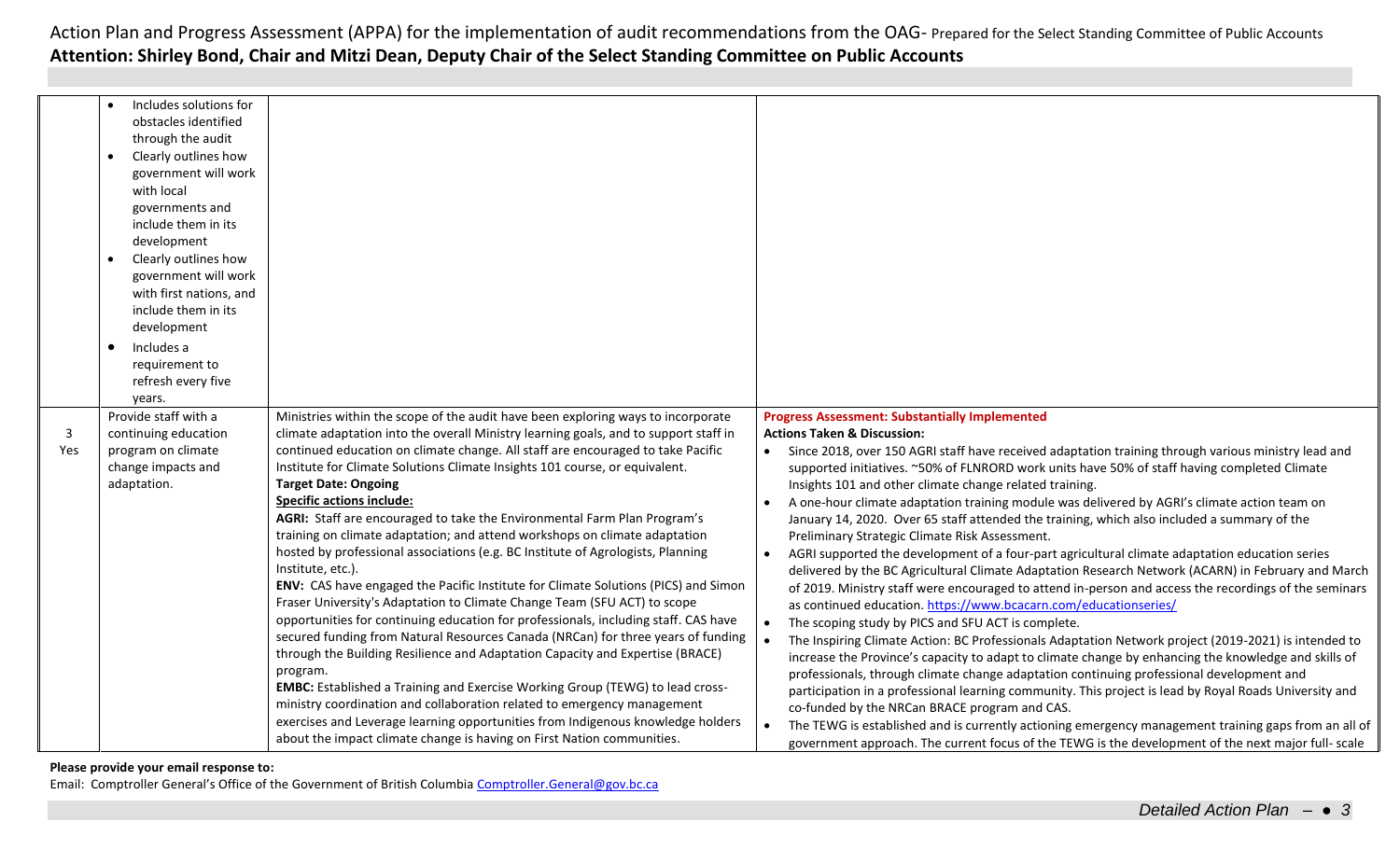Action Plan and Progress Assessment (APPA) for the implementation of audit recommendations from the OAG- Prepared for the Select Standing Committee of Public Accounts
**Attention: Shirley Bond, Chair and Mitzi Dean, Deputy Chair of the Select Standing Committee on Public Accounts**

| | | | |
|---|---|---|---|
| | • Includes solutions for obstacles identified through the audit<br>• Clearly outlines how government will work with local governments and include them in its development<br>• Clearly outlines how government will work with first nations, and include them in its development<br>• Includes a requirement to refresh every five years. | | |
| 3<br>Yes | Provide staff with a continuing education program on climate change impacts and adaptation. | Ministries within the scope of the audit have been exploring ways to incorporate climate adaptation into the overall Ministry learning goals, and to support staff in continued education on climate change. All staff are encouraged to take Pacific Institute for Climate Solutions Climate Insights 101 course, or equivalent.<br>**Target Date: Ongoing**<br>**Specific actions include:**<br>**AGRI:** Staff are encouraged to take the Environmental Farm Plan Program's training on climate adaptation; and attend workshops on climate adaptation hosted by professional associations (e.g. BC Institute of Agrologists, Planning Institute, etc.).<br>**ENV:** CAS have engaged the Pacific Institute for Climate Solutions (PICS) and Simon Fraser University's Adaptation to Climate Change Team (SFU ACT) to scope opportunities for continuing education for professionals, including staff. CAS have secured funding from Natural Resources Canada (NRCan) for three years of funding through the Building Resilience and Adaptation Capacity and Expertise (BRACE) program.<br>**EMBC:** Established a Training and Exercise Working Group (TEWG) to lead cross-ministry coordination and collaboration related to emergency management exercises and Leverage learning opportunities from Indigenous knowledge holders about the impact climate change is having on First Nation communities. | **Progress Assessment: Substantially Implemented**<br>**Actions Taken & Discussion:**<br>• Since 2018, over 150 AGRI staff have received adaptation training through various ministry lead and supported initiatives. ~50% of FLNRORD work units have 50% of staff having completed Climate Insights 101 and other climate change related training.<br>• A one-hour climate adaptation training module was delivered by AGRI's climate action team on January 14, 2020. Over 65 staff attended the training, which also included a summary of the Preliminary Strategic Climate Risk Assessment.<br>• AGRI supported the development of a four-part agricultural climate adaptation education series delivered by the BC Agricultural Climate Adaptation Research Network (ACARN) in February and March of 2019. Ministry staff were encouraged to attend in-person and access the recordings of the seminars as continued education. https://www.bcacarn.com/educationseries/<br>• The scoping study by PICS and SFU ACT is complete.<br>• The Inspiring Climate Action: BC Professionals Adaptation Network project (2019-2021) is intended to increase the Province's capacity to adapt to climate change by enhancing the knowledge and skills of professionals, through climate change adaptation continuing professional development and participation in a professional learning community. This project is lead by Royal Roads University and co-funded by the NRCan BRACE program and CAS.<br>• The TEWG is established and is currently actioning emergency management training gaps from an all of government approach. The current focus of the TEWG is the development of the next major full- scale |

**Please provide your email response to:**
Email: Comptroller General's Office of the Government of British Columbia Comptroller.General@gov.bc.ca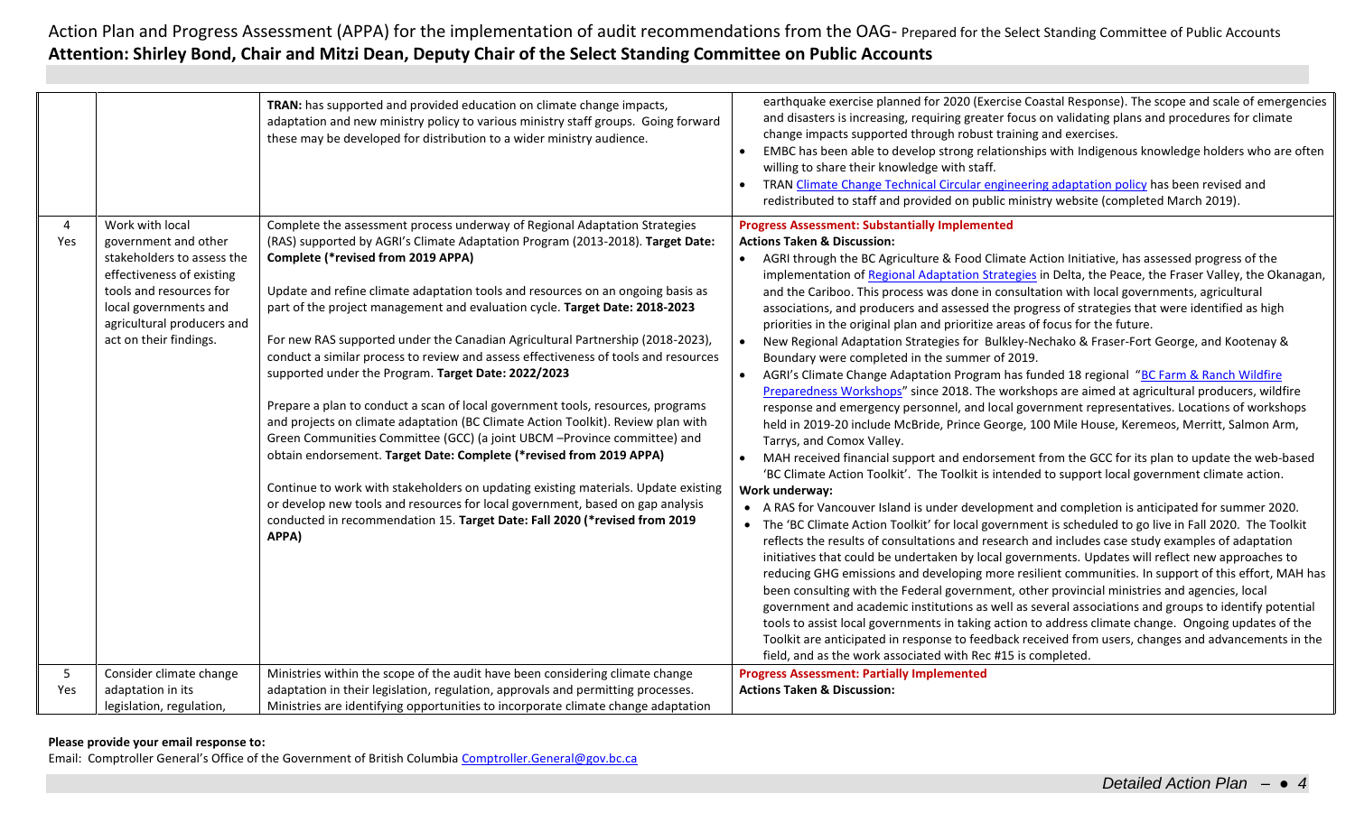Action Plan and Progress Assessment (APPA) for the implementation of audit recommendations from the OAG- Prepared for the Select Standing Committee of Public Accounts

**Attention: Shirley Bond, Chair and Mitzi Dean, Deputy Chair of the Select Standing Committee on Public Accounts**

| | | | |
|---|---|---|---|
| | | **TRAN:** has supported and provided education on climate change impacts, adaptation and new ministry policy to various ministry staff groups. Going forward these may be developed for distribution to a wider ministry audience. | earthquake exercise planned for 2020 (Exercise Coastal Response). The scope and scale of emergencies and disasters is increasing, requiring greater focus on validating plans and procedures for climate change impacts supported through robust training and exercises.<br>• EMBC has been able to develop strong relationships with Indigenous knowledge holders who are often willing to share their knowledge with staff.<br>• TRAN Climate Change Technical Circular engineering adaptation policy has been revised and redistributed to staff and provided on public ministry website (completed March 2019). |
| 4<br>Yes | Work with local government and other stakeholders to assess the effectiveness of existing tools and resources for local governments and agricultural producers and act on their findings. | Complete the assessment process underway of Regional Adaptation Strategies (RAS) supported by AGRI's Climate Adaptation Program (2013-2018). **Target Date: Complete (*revised from 2019 APPA)**<br><br>Update and refine climate adaptation tools and resources on an ongoing basis as part of the project management and evaluation cycle. **Target Date: 2018-2023**<br><br>For new RAS supported under the Canadian Agricultural Partnership (2018-2023), conduct a similar process to review and assess effectiveness of tools and resources supported under the Program. **Target Date: 2022/2023**<br><br>Prepare a plan to conduct a scan of local government tools, resources, programs and projects on climate adaptation (BC Climate Action Toolkit). Review plan with Green Communities Committee (GCC) (a joint UBCM –Province committee) and obtain endorsement. **Target Date: Complete (*revised from 2019 APPA)**<br><br>Continue to work with stakeholders on updating existing materials. Update existing or develop new tools and resources for local government, based on gap analysis conducted in recommendation 15. **Target Date: Fall 2020 (*revised from 2019 APPA)** | **Progress Assessment: Substantially Implemented**<br>**Actions Taken & Discussion:**<br>• AGRI through the BC Agriculture & Food Climate Action Initiative, has assessed progress of the implementation of Regional Adaptation Strategies in Delta, the Peace, the Fraser Valley, the Okanagan, and the Cariboo. This process was done in consultation with local governments, agricultural associations, and producers and assessed the progress of strategies that were identified as high priorities in the original plan and prioritize areas of focus for the future.<br>• New Regional Adaptation Strategies for Bulkley-Nechako & Fraser-Fort George, and Kootenay & Boundary were completed in the summer of 2019.<br>• AGRI's Climate Change Adaptation Program has funded 18 regional "BC Farm & Ranch Wildfire Preparedness Workshops" since 2018. The workshops are aimed at agricultural producers, wildfire response and emergency personnel, and local government representatives. Locations of workshops held in 2019-20 include McBride, Prince George, 100 Mile House, Keremeos, Merritt, Salmon Arm, Tarrys, and Comox Valley.<br>• MAH received financial support and endorsement from the GCC for its plan to update the web-based 'BC Climate Action Toolkit'. The Toolkit is intended to support local government climate action.<br>**Work underway:**<br>• A RAS for Vancouver Island is under development and completion is anticipated for summer 2020.<br>• The 'BC Climate Action Toolkit' for local government is scheduled to go live in Fall 2020. The Toolkit reflects the results of consultations and research and includes case study examples of adaptation initiatives that could be undertaken by local governments. Updates will reflect new approaches to reducing GHG emissions and developing more resilient communities. In support of this effort, MAH has been consulting with the Federal government, other provincial ministries and agencies, local government and academic institutions as well as several associations and groups to identify potential tools to assist local governments in taking action to address climate change. Ongoing updates of the Toolkit are anticipated in response to feedback received from users, changes and advancements in the field, and as the work associated with Rec #15 is completed. |
| 5<br>Yes | Consider climate change adaptation in its legislation, regulation, | Ministries within the scope of the audit have been considering climate change adaptation in their legislation, regulation, approvals and permitting processes. Ministries are identifying opportunities to incorporate climate change adaptation | **Progress Assessment: Partially Implemented**<br>**Actions Taken & Discussion:** |

**Please provide your email response to:**
Email: Comptroller General's Office of the Government of British Columbia Comptroller.General@gov.bc.ca

*Detailed Action Plan – ● 4*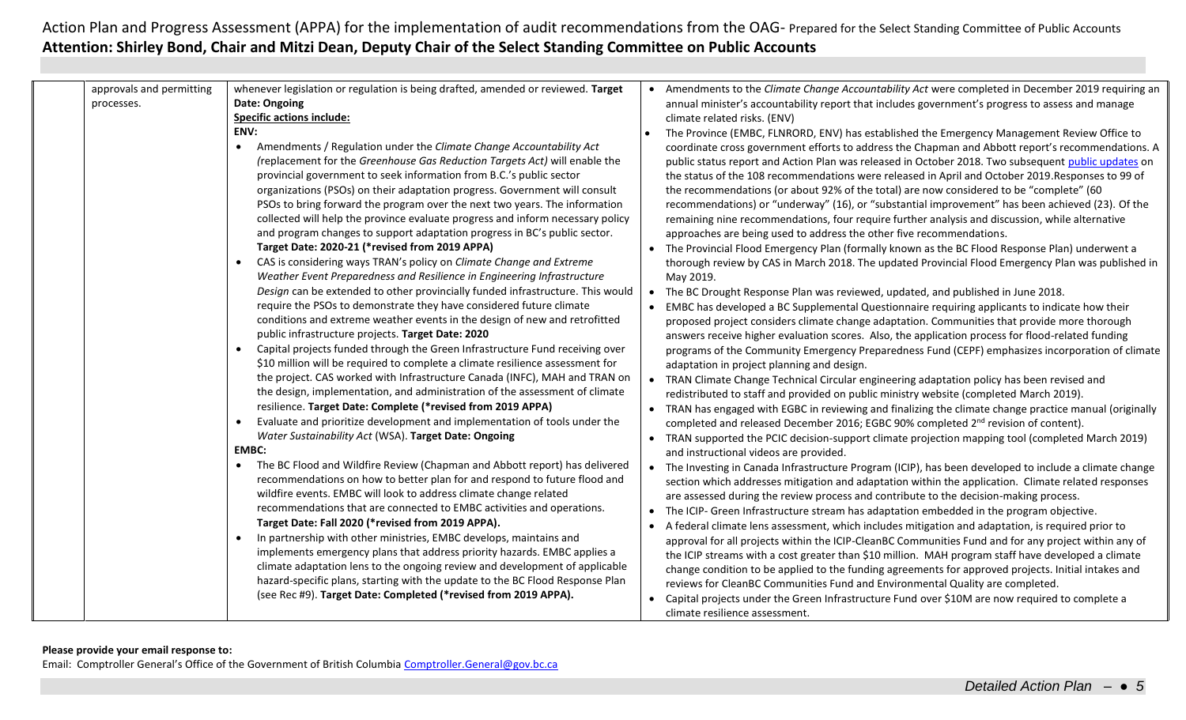| | | | |
|---|---|---|---|
| | approvals and permitting processes. | whenever legislation or regulation is being drafted, amended or reviewed. **Target Date: Ongoing**<br>**Specific actions include:**<br>**ENV:**<br>• Amendments / Regulation under the *Climate Change Accountability Act (*replacement for the *Greenhouse Gas Reduction Targets Act)* will enable the provincial government to seek information from B.C.'s public sector organizations (PSOs) on their adaptation progress. Government will consult PSOs to bring forward the program over the next two years. The information collected will help the province evaluate progress and inform necessary policy and program changes to support adaptation progress in BC's public sector. **Target Date: 2020-21 (*revised from 2019 APPA)**<br>• CAS is considering ways TRAN's policy on *Climate Change and Extreme Weather Event Preparedness and Resilience in Engineering Infrastructure Design* can be extended to other provincially funded infrastructure. This would require the PSOs to demonstrate they have considered future climate conditions and extreme weather events in the design of new and retrofitted public infrastructure projects. **Target Date: 2020**<br>• Capital projects funded through the Green Infrastructure Fund receiving over $10 million will be required to complete a climate resilience assessment for the project. CAS worked with Infrastructure Canada (INFC), MAH and TRAN on the design, implementation, and administration of the assessment of climate resilience. **Target Date: Complete (*revised from 2019 APPA)**<br>• Evaluate and prioritize development and implementation of tools under the *Water Sustainability Act* (WSA). **Target Date: Ongoing**<br>**EMBC:**<br>• The BC Flood and Wildfire Review (Chapman and Abbott report) has delivered recommendations on how to better plan for and respond to future flood and wildfire events. EMBC will look to address climate change related recommendations that are connected to EMBC activities and operations. **Target Date: Fall 2020 (*revised from 2019 APPA).**<br>• In partnership with other ministries, EMBC develops, maintains and implements emergency plans that address priority hazards. EMBC applies a climate adaptation lens to the ongoing review and development of applicable hazard-specific plans, starting with the update to the BC Flood Response Plan (see Rec #9). **Target Date: Completed (*revised from 2019 APPA).** | • Amendments to the *Climate Change Accountability Act* were completed in December 2019 requiring an annual minister's accountability report that includes government's progress to assess and manage climate related risks. (ENV)<br>• The Province (EMBC, FLNRORD, ENV) has established the Emergency Management Review Office to coordinate cross government efforts to address the Chapman and Abbott report's recommendations. A public status report and Action Plan was released in October 2018. Two subsequent public updates on the status of the 108 recommendations were released in April and October 2019.Responses to 99 of the recommendations (or about 92% of the total) are now considered to be "complete" (60 recommendations) or "underway" (16), or "substantial improvement" has been achieved (23). Of the remaining nine recommendations, four require further analysis and discussion, while alternative approaches are being used to address the other five recommendations.<br>• The Provincial Flood Emergency Plan (formally known as the BC Flood Response Plan) underwent a thorough review by CAS in March 2018. The updated Provincial Flood Emergency Plan was published in May 2019.<br>• The BC Drought Response Plan was reviewed, updated, and published in June 2018.<br>• EMBC has developed a BC Supplemental Questionnaire requiring applicants to indicate how their proposed project considers climate change adaptation. Communities that provide more thorough answers receive higher evaluation scores. Also, the application process for flood-related funding programs of the Community Emergency Preparedness Fund (CEPF) emphasizes incorporation of climate adaptation in project planning and design.<br>• TRAN Climate Change Technical Circular engineering adaptation policy has been revised and redistributed to staff and provided on public ministry website (completed March 2019).<br>• TRAN has engaged with EGBC in reviewing and finalizing the climate change practice manual (originally completed and released December 2016; EGBC 90% completed 2nd revision of content).<br>• TRAN supported the PCIC decision-support climate projection mapping tool (completed March 2019) and instructional videos are provided.<br>• The Investing in Canada Infrastructure Program (ICIP), has been developed to include a climate change section which addresses mitigation and adaptation within the application. Climate related responses are assessed during the review process and contribute to the decision-making process.<br>• The ICIP- Green Infrastructure stream has adaptation embedded in the program objective.<br>• A federal climate lens assessment, which includes mitigation and adaptation, is required prior to approval for all projects within the ICIP-CleanBC Communities Fund and for any project within any of the ICIP streams with a cost greater than $10 million. MAH program staff have developed a climate change condition to be applied to the funding agreements for approved projects. Initial intakes and reviews for CleanBC Communities Fund and Environmental Quality are completed.<br>• Capital projects under the Green Infrastructure Fund over $10M are now required to complete a climate resilience assessment. |

**Please provide your email response to:**
Email: Comptroller General's Office of the Government of British Columbia Comptroller.General@gov.bc.ca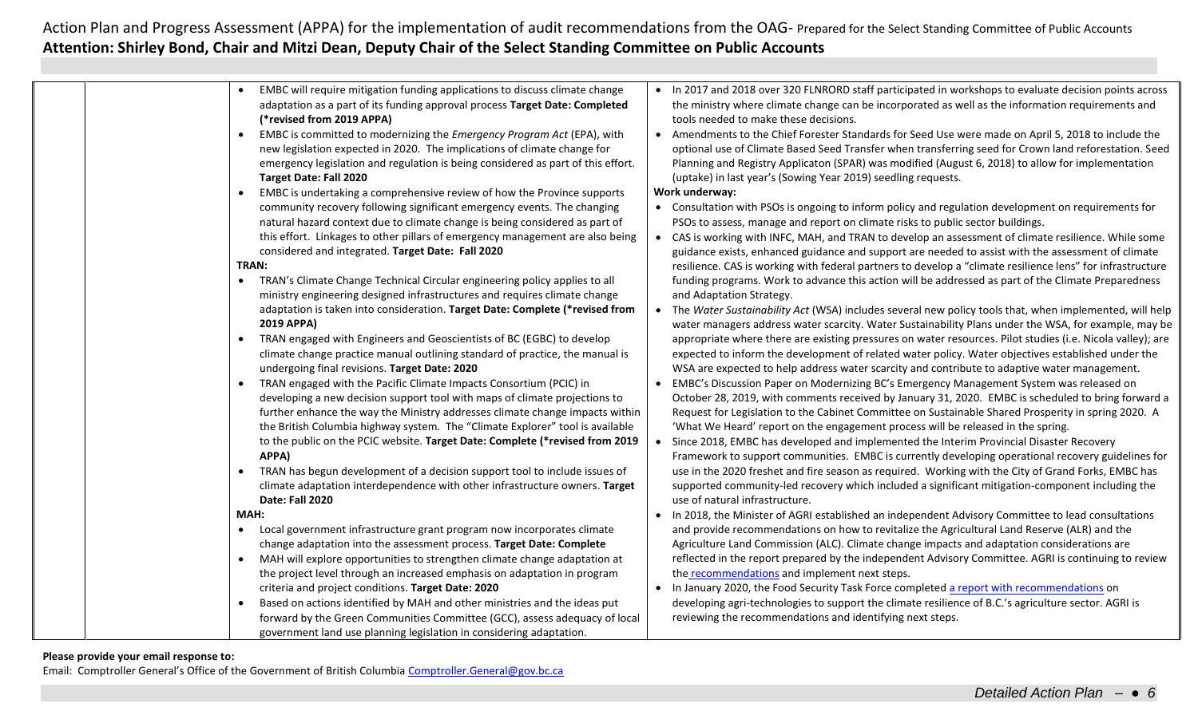| | | | |
|---|---|---|---|
| | | • EMBC will require mitigation funding applications to discuss climate change adaptation as a part of its funding approval process **Target Date: Completed (*revised from 2019 APPA)**<br>• EMBC is committed to modernizing the *Emergency Program Act* (EPA), with new legislation expected in 2020. The implications of climate change for emergency legislation and regulation is being considered as part of this effort. **Target Date: Fall 2020**<br>• EMBC is undertaking a comprehensive review of how the Province supports community recovery following significant emergency events. The changing natural hazard context due to climate change is being considered as part of this effort. Linkages to other pillars of emergency management are also being considered and integrated. **Target Date: Fall 2020**<br>**TRAN:**<br>• TRAN's Climate Change Technical Circular engineering policy applies to all ministry engineering designed infrastructures and requires climate change adaptation is taken into consideration. **Target Date: Complete (*revised from 2019 APPA)**<br>• TRAN engaged with Engineers and Geoscientists of BC (EGBC) to develop climate change practice manual outlining standard of practice, the manual is undergoing final revisions. **Target Date: 2020**<br>• TRAN engaged with the Pacific Climate Impacts Consortium (PCIC) in developing a new decision support tool with maps of climate projections to further enhance the way the Ministry addresses climate change impacts within the British Columbia highway system. The "Climate Explorer" tool is available to the public on the PCIC website. **Target Date: Complete (*revised from 2019 APPA)**<br>• TRAN has begun development of a decision support tool to include issues of climate adaptation interdependence with other infrastructure owners. **Target Date: Fall 2020**<br>**MAH:**<br>• Local government infrastructure grant program now incorporates climate change adaptation into the assessment process. **Target Date: Complete**<br>• MAH will explore opportunities to strengthen climate change adaptation at the project level through an increased emphasis on adaptation in program criteria and project conditions. **Target Date: 2020**<br>• Based on actions identified by MAH and other ministries and the ideas put forward by the Green Communities Committee (GCC), assess adequacy of local government land use planning legislation in considering adaptation. | • In 2017 and 2018 over 320 FLNRORD staff participated in workshops to evaluate decision points across the ministry where climate change can be incorporated as well as the information requirements and tools needed to make these decisions.<br>• Amendments to the Chief Forester Standards for Seed Use were made on April 5, 2018 to include the optional use of Climate Based Seed Transfer when transferring seed for Crown land reforestation. Seed Planning and Registry Applicaton (SPAR) was modified (August 6, 2018) to allow for implementation (uptake) in last year's (Sowing Year 2019) seedling requests.<br>**Work underway:**<br>• Consultation with PSOs is ongoing to inform policy and regulation development on requirements for PSOs to assess, manage and report on climate risks to public sector buildings.<br>• CAS is working with INFC, MAH, and TRAN to develop an assessment of climate resilience. While some guidance exists, enhanced guidance and support are needed to assist with the assessment of climate resilience. CAS is working with federal partners to develop a "climate resilience lens" for infrastructure funding programs. Work to advance this action will be addressed as part of the Climate Preparedness and Adaptation Strategy.<br>• The *Water Sustainability Act* (WSA) includes several new policy tools that, when implemented, will help water managers address water scarcity. Water Sustainability Plans under the WSA, for example, may be appropriate where there are existing pressures on water resources. Pilot studies (i.e. Nicola valley); are expected to inform the development of related water policy. Water objectives established under the WSA are expected to help address water scarcity and contribute to adaptive water management.<br>• EMBC's Discussion Paper on Modernizing BC's Emergency Management System was released on October 28, 2019, with comments received by January 31, 2020. EMBC is scheduled to bring forward a Request for Legislation to the Cabinet Committee on Sustainable Shared Prosperity in spring 2020. A 'What We Heard' report on the engagement process will be released in the spring.<br>• Since 2018, EMBC has developed and implemented the Interim Provincial Disaster Recovery Framework to support communities. EMBC is currently developing operational recovery guidelines for use in the 2020 freshet and fire season as required. Working with the City of Grand Forks, EMBC has supported community-led recovery which included a significant mitigation-component including the use of natural infrastructure.<br>• In 2018, the Minister of AGRI established an independent Advisory Committee to lead consultations and provide recommendations on how to revitalize the Agricultural Land Reserve (ALR) and the Agriculture Land Commission (ALC). Climate change impacts and adaptation considerations are reflected in the report prepared by the independent Advisory Committee. AGRI is continuing to review the recommendations and implement next steps.<br>• In January 2020, the Food Security Task Force completed a report with recommendations on developing agri-technologies to support the climate resilience of B.C.'s agriculture sector. AGRI is reviewing the recommendations and identifying next steps. |

**Please provide your email response to:**

Email: Comptroller General's Office of the Government of British Columbia Comptroller.General@gov.bc.ca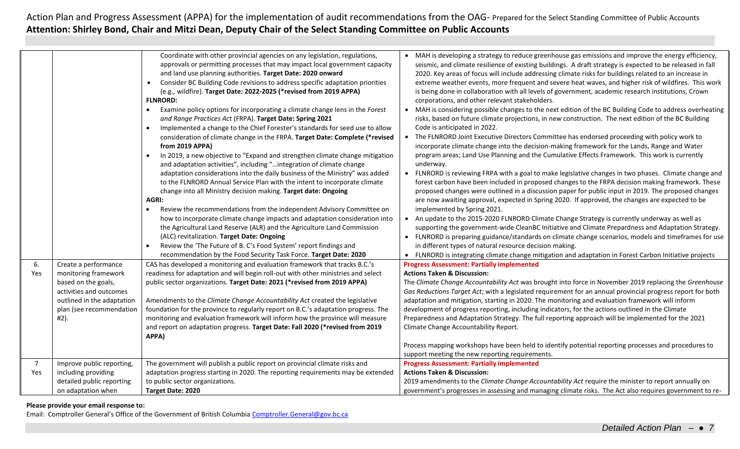Action Plan and Progress Assessment (APPA) for the implementation of audit recommendations from the OAG- Prepared for the Select Standing Committee of Public Accounts

**Attention: Shirley Bond, Chair and Mitzi Dean, Deputy Chair of the Select Standing Committee on Public Accounts**

| | | | |
|---|---|---|---|
| | | Coordinate with other provincial agencies on any legislation, regulations, approvals or permitting processes that may impact local government capacity and land use planning authorities. **Target Date: 2020 onward**<br>• Consider BC Building Code revisions to address specific adaptation priorities (e.g., wildfire). **Target Date: 2022-2025 (*revised from 2019 APPA)**<br>**FLNRORD:**<br>• Examine policy options for incorporating a climate change lens in the *Forest and Range Practices Act* (FRPA). **Target Date: Spring 2021**<br>• Implemented a change to the Chief Forester's standards for seed use to allow consideration of climate change in the FRPA. **Target Date: Complete (*revised from 2019 APPA)**<br>• In 2019, a new objective to "Expand and strengthen climate change mitigation and adaptation activities", including "…integration of climate change adaptation considerations into the daily business of the Ministry" was added to the FLNRORD Annual Service Plan with the intent to incorporate climate change into all Ministry decision making. **Target date: Ongoing**<br>**AGRI:**<br>• Review the recommendations from the independent Advisory Committee on how to incorporate climate change impacts and adaptation consideration into the Agricultural Land Reserve (ALR) and the Agriculture Land Commission (ALC) revitalization. **Target Date: Ongoing**<br>• Review the 'The Future of B. C's Food System' report findings and recommendation by the Food Security Task Force. **Target Date: 2020** | • MAH is developing a strategy to reduce greenhouse gas emissions and improve the energy efficiency, seismic, and climate resilience of existing buildings. A draft strategy is expected to be released in fall 2020. Key areas of focus will include addressing climate risks for buildings related to an increase in extreme weather events, more frequent and severe heat waves, and higher risk of wildfires. This work is being done in collaboration with all levels of government, academic research institutions, Crown corporations, and other relevant stakeholders.<br>• MAH is considering possible changes to the next edition of the BC Building Code to address overheating risks, based on future climate projections, in new construction. The next edition of the BC Building Code is anticipated in 2022.<br>• The FLNRORD Joint Executive Directors Committee has endorsed proceeding with policy work to incorporate climate change into the decision-making framework for the Lands, Range and Water program areas; Land Use Planning and the Cumulative Effects Framework. This work is currently underway.<br>• FLNRORD is reviewing FRPA with a goal to make legislative changes in two phases. Climate change and forest carbon have been included in proposed changes to the FRPA decision making framework. These proposed changes were outlined in a discussion paper for public input in 2019. The proposed changes are now awaiting approval, expected in Spring 2020. If approved, the changes are expected to be implemented by Spring 2021.<br>• An update to the 2015-2020 FLNRORD Climate Change Strategy is currently underway as well as supporting the government-wide CleanBC Initiative and Climate Prepardness and Adaptation Strategy.<br>• FLNRORD is preparing guidance/standards on climate change scenarios, models and timeframes for use in different types of natural resource decision making.<br>• FLNRORD is integrating climate change mitigation and adaptation in Forest Carbon Initiative projects |
| 6.<br>Yes | Create a performance monitoring framework based on the goals, activities and outcomes outlined in the adaptation plan (see recommendation #2). | CAS has developed a monitoring and evaluation framework that tracks B.C.'s readiness for adaptation and will begin roll-out with other ministries and select public sector organizations. **Target Date: 2021 (*revised from 2019 APPA)**<br><br>Amendments to the *Climate Change Accountability Act* created the legislative foundation for the province to regularly report on B.C.'s adaptation progress. The monitoring and evaluation framework will inform how the province will measure and report on adaptation progress. **Target Date: Fall 2020 (*revised from 2019 APPA)** | **Progress Assessment: Partially implemented**<br>**Actions Taken & Discussion:**<br>The *Climate Change Accountability Act* was brought into force in November 2019 replacing the *Greenhouse Gas Reductions Target Act*; with a legislated requirement for an annual provincial progress report for both adaptation and mitigation, starting in 2020. The monitoring and evaluation framework will inform development of progress reporting, including indicators, for the actions outlined in the Climate Preparedness and Adaptation Strategy. The full reporting approach will be implemented for the 2021 Climate Change Accountability Report.<br><br>Process mapping workshops have been held to identify potential reporting processes and procedures to support meeting the new reporting requirements. |
| 7<br>Yes | Improve public reporting, including providing detailed public reporting on adaptation when | The government will publish a public report on provincial climate risks and adaptation progress starting in 2020. The reporting requirements may be extended to public sector organizations.<br>**Target Date: 2020** | **Progress Assessment: Partially implemented**<br>**Actions Taken & Discussion:**<br>2019 amendments to the *Climate Change Accountability Act* require the minister to report annually on government's progresses in assessing and managing climate risks. The Act also requires government to re- |

**Please provide your email response to:**

Email: Comptroller General's Office of the Government of British Columbia Comptroller.General@gov.bc.ca

*Detailed Action Plan*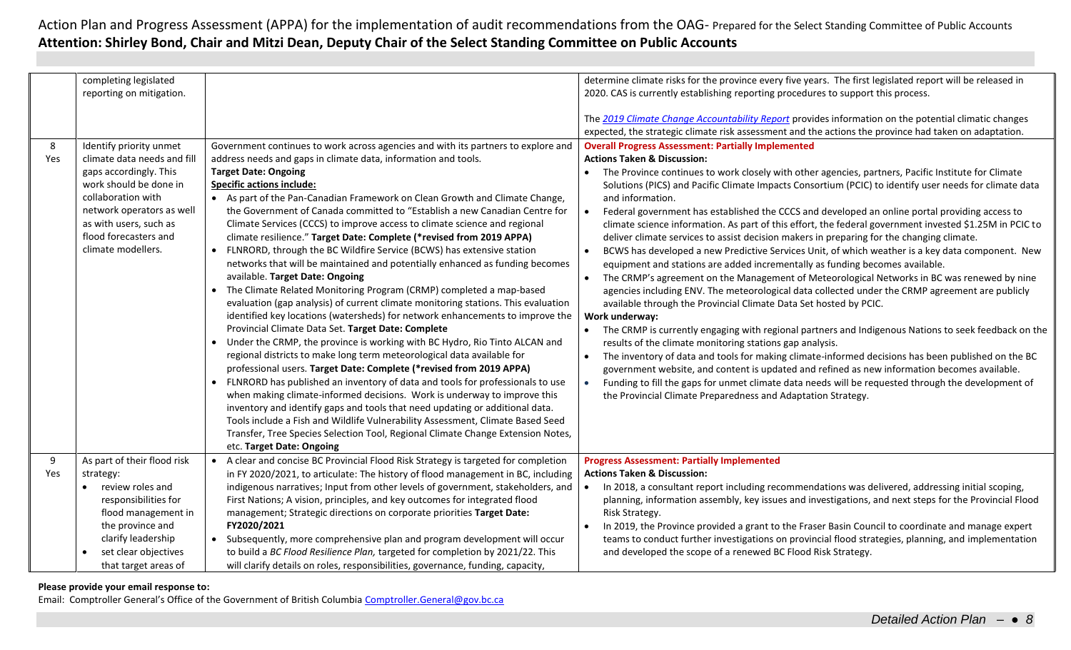Action Plan and Progress Assessment (APPA) for the implementation of audit recommendations from the OAG- Prepared for the Select Standing Committee of Public Accounts

**Attention: Shirley Bond, Chair and Mitzi Dean, Deputy Chair of the Select Standing Committee on Public Accounts**

| | | | |
|---|---|---|---|
| | completing legislated reporting on mitigation. | | determine climate risks for the province every five years. The first legislated report will be released in 2020. CAS is currently establishing reporting procedures to support this process.<br><br>The *2019 Climate Change Accountability Report* provides information on the potential climatic changes expected, the strategic climate risk assessment and the actions the province had taken on adaptation. |
| 8<br>Yes | Identify priority unmet climate data needs and fill gaps accordingly. This work should be done in collaboration with network operators as well as with users, such as flood forecasters and climate modellers. | Government continues to work across agencies and with its partners to explore and address needs and gaps in climate data, information and tools.<br>**Target Date: Ongoing**<br>**Specific actions include:**<br>• As part of the Pan-Canadian Framework on Clean Growth and Climate Change, the Government of Canada committed to "Establish a new Canadian Centre for Climate Services (CCCS) to improve access to climate science and regional climate resilience." **Target Date: Complete (*revised from 2019 APPA)**<br>• FLNRORD, through the BC Wildfire Service (BCWS) has extensive station networks that will be maintained and potentially enhanced as funding becomes available. **Target Date: Ongoing**<br>• The Climate Related Monitoring Program (CRMP) completed a map-based evaluation (gap analysis) of current climate monitoring stations. This evaluation identified key locations (watersheds) for network enhancements to improve the Provincial Climate Data Set. **Target Date: Complete**<br>• Under the CRMP, the province is working with BC Hydro, Rio Tinto ALCAN and regional districts to make long term meteorological data available for professional users. **Target Date: Complete (*revised from 2019 APPA)**<br>• FLNRORD has published an inventory of data and tools for professionals to use when making climate-informed decisions. Work is underway to improve this inventory and identify gaps and tools that need updating or additional data. Tools include a Fish and Wildlife Vulnerability Assessment, Climate Based Seed Transfer, Tree Species Selection Tool, Regional Climate Change Extension Notes, etc. **Target Date: Ongoing** | **Overall Progress Assessment: Partially Implemented**<br>**Actions Taken & Discussion:**<br>• The Province continues to work closely with other agencies, partners, Pacific Institute for Climate Solutions (PICS) and Pacific Climate Impacts Consortium (PCIC) to identify user needs for climate data and information.<br>• Federal government has established the CCCS and developed an online portal providing access to climate science information. As part of this effort, the federal government invested $1.25M in PCIC to deliver climate services to assist decision makers in preparing for the changing climate.<br>• BCWS has developed a new Predictive Services Unit, of which weather is a key data component. New equipment and stations are added incrementally as funding becomes available.<br>• The CRMP's agreement on the Management of Meteorological Networks in BC was renewed by nine agencies including ENV. The meteorological data collected under the CRMP agreement are publicly available through the Provincial Climate Data Set hosted by PCIC.<br>**Work underway:**<br>• The CRMP is currently engaging with regional partners and Indigenous Nations to seek feedback on the results of the climate monitoring stations gap analysis.<br>• The inventory of data and tools for making climate-informed decisions has been published on the BC government website, and content is updated and refined as new information becomes available.<br>• Funding to fill the gaps for unmet climate data needs will be requested through the development of the Provincial Climate Preparedness and Adaptation Strategy. |
| 9<br>Yes | As part of their flood risk strategy:<br>• review roles and responsibilities for flood management in the province and clarify leadership<br>• set clear objectives that target areas of | • A clear and concise BC Provincial Flood Risk Strategy is targeted for completion in FY 2020/2021, to articulate: The history of flood management in BC, including indigenous narratives; Input from other levels of government, stakeholders, and First Nations; A vision, principles, and key outcomes for integrated flood management; Strategic directions on corporate priorities **Target Date: FY2020/2021**<br>• Subsequently, more comprehensive plan and program development will occur to build a *BC Flood Resilience Plan,* targeted for completion by 2021/22. This will clarify details on roles, responsibilities, governance, funding, capacity, | **Progress Assessment: Partially Implemented**<br>**Actions Taken & Discussion:**<br>• In 2018, a consultant report including recommendations was delivered, addressing initial scoping, planning, information assembly, key issues and investigations, and next steps for the Provincial Flood Risk Strategy.<br>• In 2019, the Province provided a grant to the Fraser Basin Council to coordinate and manage expert teams to conduct further investigations on provincial flood strategies, planning, and implementation and developed the scope of a renewed BC Flood Risk Strategy. |

**Please provide your email response to:**
Email: Comptroller General's Office of the Government of British Columbia Comptroller.General@gov.bc.ca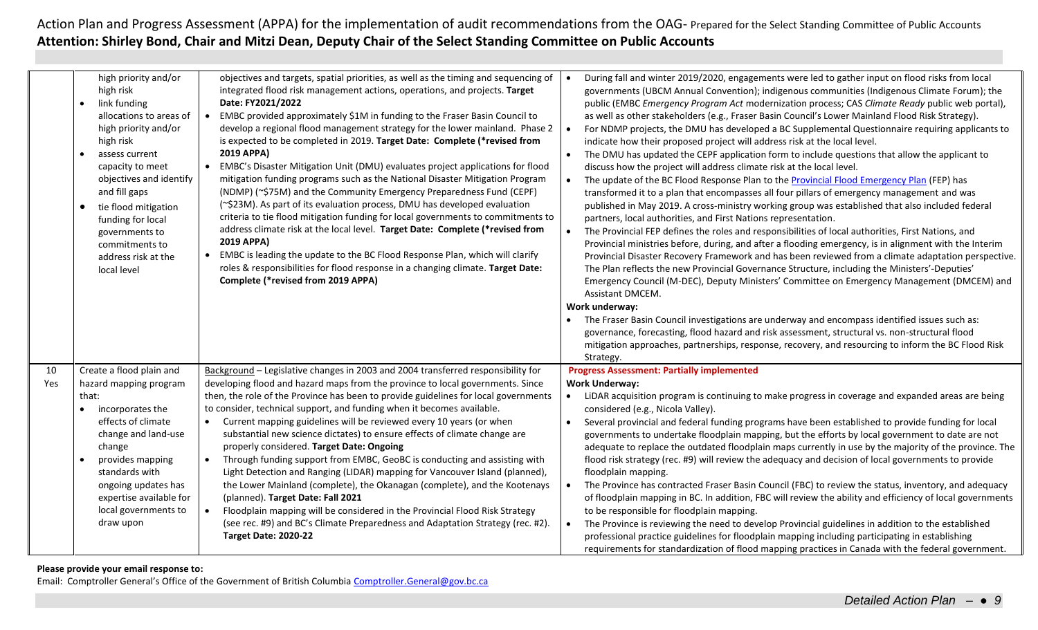Action Plan and Progress Assessment (APPA) for the implementation of audit recommendations from the OAG- Prepared for the Select Standing Committee of Public Accounts

**Attention: Shirley Bond, Chair and Mitzi Dean, Deputy Chair of the Select Standing Committee on Public Accounts**

| | | | |
|---|---|---|---|
| | • high priority and/or high risk<br>• link funding allocations to areas of high priority and/or high risk<br>• assess current capacity to meet objectives and identify and fill gaps<br>• tie flood mitigation funding for local governments to commitments to address risk at the local level | objectives and targets, spatial priorities, as well as the timing and sequencing of integrated flood risk management actions, operations, and projects. **Target Date: FY2021/2022**<br>• EMBC provided approximately $1M in funding to the Fraser Basin Council to develop a regional flood management strategy for the lower mainland. Phase 2 is expected to be completed in 2019. **Target Date: Complete (*revised from 2019 APPA)**<br>• EMBC's Disaster Mitigation Unit (DMU) evaluates project applications for flood mitigation funding programs such as the National Disaster Mitigation Program (NDMP) (~$75M) and the Community Emergency Preparedness Fund (CEPF) (~$23M). As part of its evaluation process, DMU has developed evaluation criteria to tie flood mitigation funding for local governments to commitments to address climate risk at the local level. **Target Date: Complete (*revised from 2019 APPA)**<br>• EMBC is leading the update to the BC Flood Response Plan, which will clarify roles & responsibilities for flood response in a changing climate. **Target Date: Complete (*revised from 2019 APPA)** | • During fall and winter 2019/2020, engagements were led to gather input on flood risks from local governments (UBCM Annual Convention); indigenous communities (Indigenous Climate Forum); the public (EMBC *Emergency Program Act* modernization process; CAS *Climate Ready* public web portal), as well as other stakeholders (e.g., Fraser Basin Council's Lower Mainland Flood Risk Strategy).<br>• For NDMP projects, the DMU has developed a BC Supplemental Questionnaire requiring applicants to indicate how their proposed project will address risk at the local level.<br>• The DMU has updated the CEPF application form to include questions that allow the applicant to discuss how the project will address climate risk at the local level.<br>• The update of the BC Flood Response Plan to the [Provincial Flood Emergency Plan](Provincial Flood Emergency Plan) (FEP) has transformed it to a plan that encompasses all four pillars of emergency management and was published in May 2019. A cross-ministry working group was established that also included federal partners, local authorities, and First Nations representation.<br>• The Provincial FEP defines the roles and responsibilities of local authorities, First Nations, and Provincial ministries before, during, and after a flooding emergency, is in alignment with the Interim Provincial Disaster Recovery Framework and has been reviewed from a climate adaptation perspective. The Plan reflects the new Provincial Governance Structure, including the Ministers'-Deputies' Emergency Council (M-DEC), Deputy Ministers' Committee on Emergency Management (DMCEM) and Assistant DMCEM.<br>**Work underway:**<br>• The Fraser Basin Council investigations are underway and encompass identified issues such as: governance, forecasting, flood hazard and risk assessment, structural vs. non-structural flood mitigation approaches, partnerships, response, recovery, and resourcing to inform the BC Flood Risk Strategy. |
| 10<br>Yes | Create a flood plain and hazard mapping program that:<br>• incorporates the effects of climate change and land-use change<br>• provides mapping standards with ongoing updates has expertise available for local governments to draw upon | Background – Legislative changes in 2003 and 2004 transferred responsibility for developing flood and hazard maps from the province to local governments. Since then, the role of the Province has been to provide guidelines for local governments to consider, technical support, and funding when it becomes available.<br>• Current mapping guidelines will be reviewed every 10 years (or when substantial new science dictates) to ensure effects of climate change are properly considered. **Target Date: Ongoing**<br>• Through funding support from EMBC, GeoBC is conducting and assisting with Light Detection and Ranging (LIDAR) mapping for Vancouver Island (planned), the Lower Mainland (complete), the Okanagan (complete), and the Kootenays (planned). **Target Date: Fall 2021**<br>• Floodplain mapping will be considered in the Provincial Flood Risk Strategy (see rec. #9) and BC's Climate Preparedness and Adaptation Strategy (rec. #2). **Target Date: 2020-22** | **Progress Assessment: Partially implemented**<br>**Work Underway:**<br>• LiDAR acquisition program is continuing to make progress in coverage and expanded areas are being considered (e.g., Nicola Valley).<br>• Several provincial and federal funding programs have been established to provide funding for local governments to undertake floodplain mapping, but the efforts by local government to date are not adequate to replace the outdated floodplain maps currently in use by the majority of the province. The flood risk strategy (rec. #9) will review the adequacy and decision of local governments to provide floodplain mapping.<br>• The Province has contracted Fraser Basin Council (FBC) to review the status, inventory, and adequacy of floodplain mapping in BC. In addition, FBC will review the ability and efficiency of local governments to be responsible for floodplain mapping.<br>• The Province is reviewing the need to develop Provincial guidelines in addition to the established professional practice guidelines for floodplain mapping including participating in establishing requirements for standardization of flood mapping practices in Canada with the federal government. |

**Please provide your email response to:**

Email: Comptroller General's Office of the Government of British Columbia [Comptroller.General@gov.bc.ca](mailto:Comptroller.General@gov.bc.ca)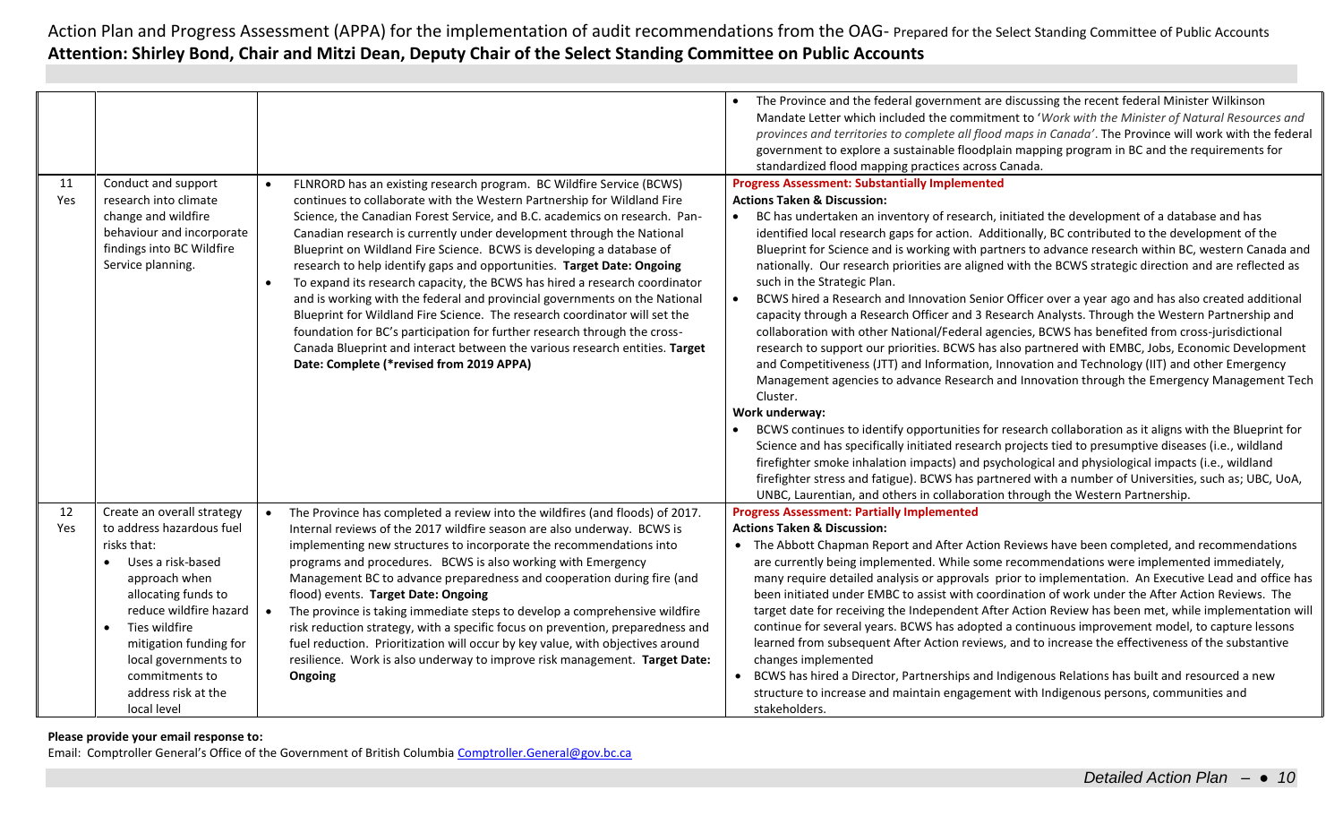| | | | |
|---|---|---|---|
| | | | • The Province and the federal government are discussing the recent federal Minister Wilkinson Mandate Letter which included the commitment to '*Work with the Minister of Natural Resources and provinces and territories to complete all flood maps in Canada*'. The Province will work with the federal government to explore a sustainable floodplain mapping program in BC and the requirements for standardized flood mapping practices across Canada. |
| 11 Yes | Conduct and support research into climate change and wildfire behaviour and incorporate findings into BC Wildfire Service planning. | • FLNRORD has an existing research program. BC Wildfire Service (BCWS) continues to collaborate with the Western Partnership for Wildland Fire Science, the Canadian Forest Service, and B.C. academics on research. Pan-Canadian research is currently under development through the National Blueprint on Wildland Fire Science. BCWS is developing a database of research to help identify gaps and opportunities. **Target Date: Ongoing**<br>• To expand its research capacity, the BCWS has hired a research coordinator and is working with the federal and provincial governments on the National Blueprint for Wildland Fire Science. The research coordinator will set the foundation for BC's participation for further research through the cross-Canada Blueprint and interact between the various research entities. **Target Date: Complete (*revised from 2019 APPA)** | **Progress Assessment: Substantially Implemented**<br>**Actions Taken & Discussion:**<br>• BC has undertaken an inventory of research, initiated the development of a database and has identified local research gaps for action. Additionally, BC contributed to the development of the Blueprint for Science and is working with partners to advance research within BC, western Canada and nationally. Our research priorities are aligned with the BCWS strategic direction and are reflected as such in the Strategic Plan.<br>• BCWS hired a Research and Innovation Senior Officer over a year ago and has also created additional capacity through a Research Officer and 3 Research Analysts. Through the Western Partnership and collaboration with other National/Federal agencies, BCWS has benefited from cross-jurisdictional research to support our priorities. BCWS has also partnered with EMBC, Jobs, Economic Development and Competitiveness (JTT) and Information, Innovation and Technology (IIT) and other Emergency Management agencies to advance Research and Innovation through the Emergency Management Tech Cluster.<br>**Work underway:**<br>• BCWS continues to identify opportunities for research collaboration as it aligns with the Blueprint for Science and has specifically initiated research projects tied to presumptive diseases (i.e., wildland firefighter smoke inhalation impacts) and psychological and physiological impacts (i.e., wildland firefighter stress and fatigue). BCWS has partnered with a number of Universities, such as; UBC, UoA, UNBC, Laurentian, and others in collaboration through the Western Partnership. |
| 12 Yes | Create an overall strategy to address hazardous fuel risks that:<br>• Uses a risk-based approach when allocating funds to reduce wildfire hazard<br>• Ties wildfire mitigation funding for local governments to commitments to address risk at the local level | • The Province has completed a review into the wildfires (and floods) of 2017. Internal reviews of the 2017 wildfire season are also underway. BCWS is implementing new structures to incorporate the recommendations into programs and procedures. BCWS is also working with Emergency Management BC to advance preparedness and cooperation during fire (and flood) events. **Target Date: Ongoing**<br>• The province is taking immediate steps to develop a comprehensive wildfire risk reduction strategy, with a specific focus on prevention, preparedness and fuel reduction. Prioritization will occur by key value, with objectives around resilience. Work is also underway to improve risk management. **Target Date: Ongoing** | **Progress Assessment: Partially Implemented**<br>**Actions Taken & Discussion:**<br>• The Abbott Chapman Report and After Action Reviews have been completed, and recommendations are currently being implemented. While some recommendations were implemented immediately, many require detailed analysis or approvals prior to implementation. An Executive Lead and office has been initiated under EMBC to assist with coordination of work under the After Action Reviews. The target date for receiving the Independent After Action Review has been met, while implementation will continue for several years. BCWS has adopted a continuous improvement model, to capture lessons learned from subsequent After Action reviews, and to increase the effectiveness of the substantive changes implemented<br>• BCWS has hired a Director, Partnerships and Indigenous Relations has built and resourced a new structure to increase and maintain engagement with Indigenous persons, communities and stakeholders. |

**Please provide your email response to:**
Email: Comptroller General's Office of the Government of British Columbia Comptroller.General@gov.bc.ca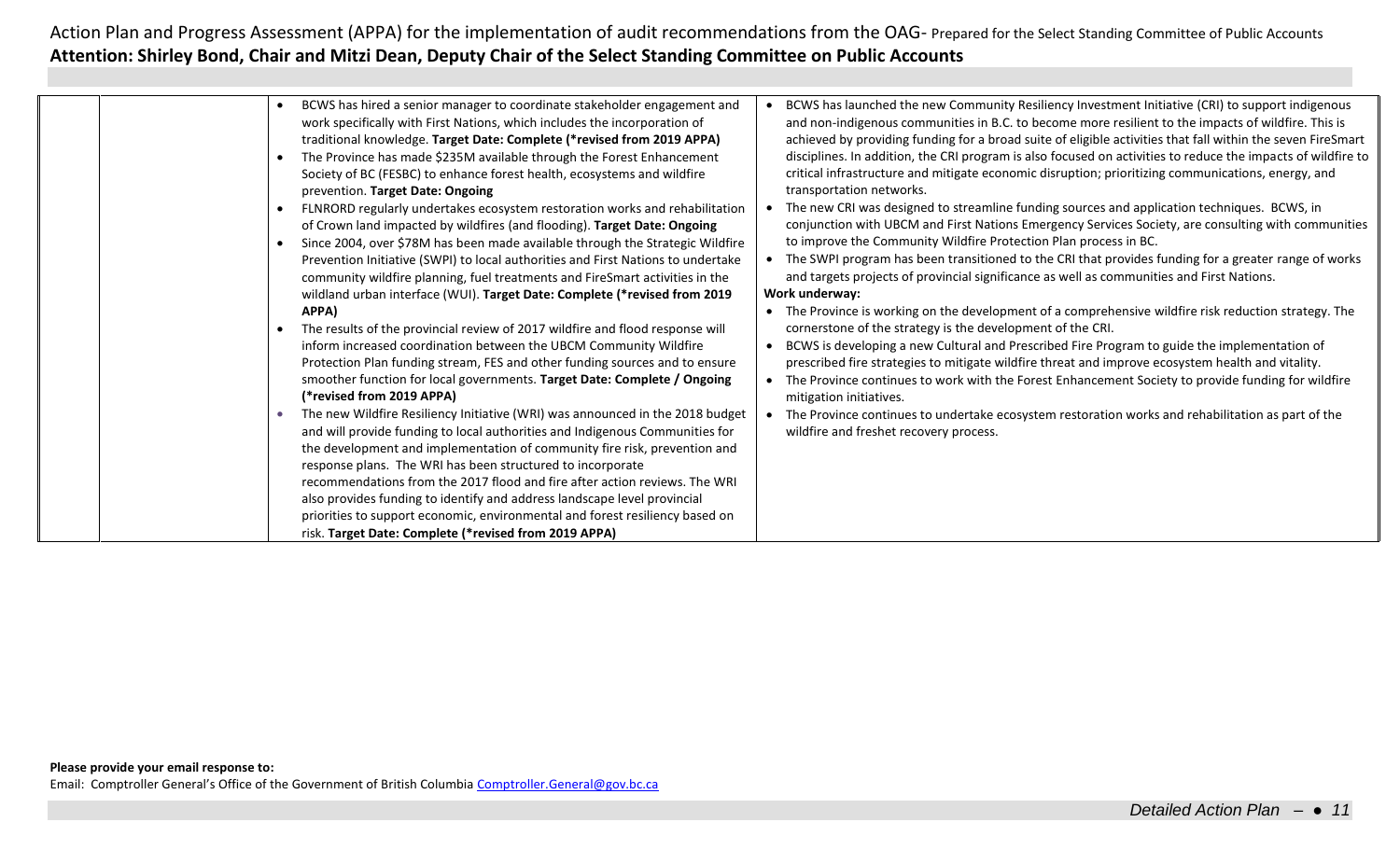| | | | |
|---|---|---|---|
| | | • BCWS has hired a senior manager to coordinate stakeholder engagement and work specifically with First Nations, which includes the incorporation of traditional knowledge. **Target Date: Complete (*revised from 2019 APPA)**<br>• The Province has made $235M available through the Forest Enhancement Society of BC (FESBC) to enhance forest health, ecosystems and wildfire prevention. **Target Date: Ongoing**<br>• FLNRORD regularly undertakes ecosystem restoration works and rehabilitation of Crown land impacted by wildfires (and flooding). **Target Date: Ongoing**<br>• Since 2004, over $78M has been made available through the Strategic Wildfire Prevention Initiative (SWPI) to local authorities and First Nations to undertake community wildfire planning, fuel treatments and FireSmart activities in the wildland urban interface (WUI). **Target Date: Complete (*revised from 2019 APPA)**<br>• The results of the provincial review of 2017 wildfire and flood response will inform increased coordination between the UBCM Community Wildfire Protection Plan funding stream, FES and other funding sources and to ensure smoother function for local governments. **Target Date: Complete / Ongoing (*revised from 2019 APPA)**<br>• The new Wildfire Resiliency Initiative (WRI) was announced in the 2018 budget and will provide funding to local authorities and Indigenous Communities for the development and implementation of community fire risk, prevention and response plans. The WRI has been structured to incorporate recommendations from the 2017 flood and fire after action reviews. The WRI also provides funding to identify and address landscape level provincial priorities to support economic, environmental and forest resiliency based on risk. **Target Date: Complete (*revised from 2019 APPA)** | • BCWS has launched the new Community Resiliency Investment Initiative (CRI) to support indigenous and non-indigenous communities in B.C. to become more resilient to the impacts of wildfire. This is achieved by providing funding for a broad suite of eligible activities that fall within the seven FireSmart disciplines. In addition, the CRI program is also focused on activities to reduce the impacts of wildfire to critical infrastructure and mitigate economic disruption; prioritizing communications, energy, and transportation networks.<br>• The new CRI was designed to streamline funding sources and application techniques. BCWS, in conjunction with UBCM and First Nations Emergency Services Society, are consulting with communities to improve the Community Wildfire Protection Plan process in BC.<br>• The SWPI program has been transitioned to the CRI that provides funding for a greater range of works and targets projects of provincial significance as well as communities and First Nations.<br>**Work underway:**<br>• The Province is working on the development of a comprehensive wildfire risk reduction strategy. The cornerstone of the strategy is the development of the CRI.<br>• BCWS is developing a new Cultural and Prescribed Fire Program to guide the implementation of prescribed fire strategies to mitigate wildfire threat and improve ecosystem health and vitality.<br>• The Province continues to work with the Forest Enhancement Society to provide funding for wildfire mitigation initiatives.<br>• The Province continues to undertake ecosystem restoration works and rehabilitation as part of the wildfire and freshet recovery process. |

**Please provide your email response to:**
Email: Comptroller General's Office of the Government of British Columbia Comptroller.General@gov.bc.ca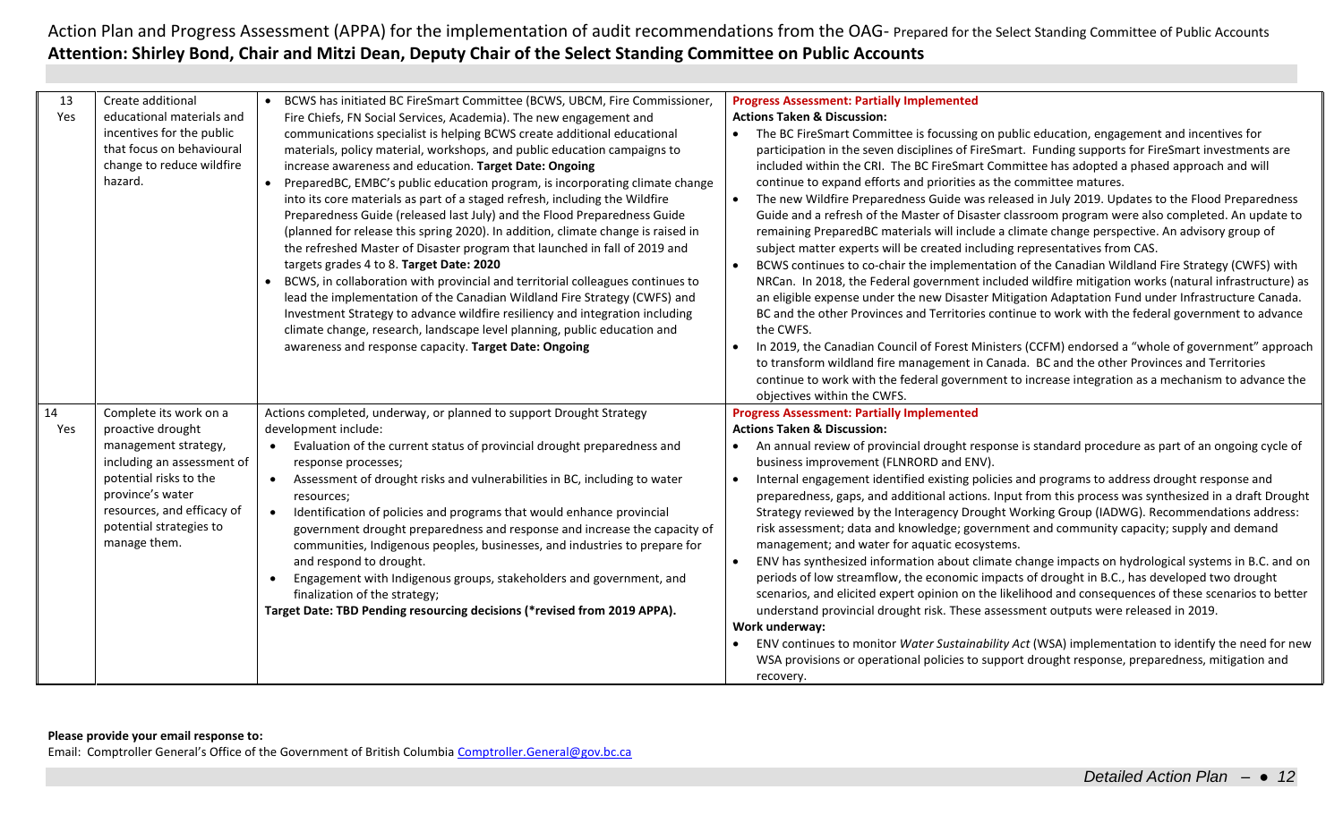Action Plan and Progress Assessment (APPA) for the implementation of audit recommendations from the OAG- Prepared for the Select Standing Committee of Public Accounts

**Attention: Shirley Bond, Chair and Mitzi Dean, Deputy Chair of the Select Standing Committee on Public Accounts**

| | | | |
|---|---|---|---|
| 13<br>Yes | Create additional educational materials and incentives for the public that focus on behavioural change to reduce wildfire hazard. | • BCWS has initiated BC FireSmart Committee (BCWS, UBCM, Fire Commissioner, Fire Chiefs, FN Social Services, Academia). The new engagement and communications specialist is helping BCWS create additional educational materials, policy material, workshops, and public education campaigns to increase awareness and education. **Target Date: Ongoing**<br>• PreparedBC, EMBC's public education program, is incorporating climate change into its core materials as part of a staged refresh, including the Wildfire Preparedness Guide (released last July) and the Flood Preparedness Guide (planned for release this spring 2020). In addition, climate change is raised in the refreshed Master of Disaster program that launched in fall of 2019 and targets grades 4 to 8. **Target Date: 2020**<br>• BCWS, in collaboration with provincial and territorial colleagues continues to lead the implementation of the Canadian Wildland Fire Strategy (CWFS) and Investment Strategy to advance wildfire resiliency and integration including climate change, research, landscape level planning, public education and awareness and response capacity. **Target Date: Ongoing** | **Progress Assessment: Partially Implemented**<br>**Actions Taken & Discussion:**<br>• The BC FireSmart Committee is focussing on public education, engagement and incentives for participation in the seven disciplines of FireSmart. Funding supports for FireSmart investments are included within the CRI. The BC FireSmart Committee has adopted a phased approach and will continue to expand efforts and priorities as the committee matures.<br>• The new Wildfire Preparedness Guide was released in July 2019. Updates to the Flood Preparedness Guide and a refresh of the Master of Disaster classroom program were also completed. An update to remaining PreparedBC materials will include a climate change perspective. An advisory group of subject matter experts will be created including representatives from CAS.<br>• BCWS continues to co-chair the implementation of the Canadian Wildland Fire Strategy (CWFS) with NRCan. In 2018, the Federal government included wildfire mitigation works (natural infrastructure) as an eligible expense under the new Disaster Mitigation Adaptation Fund under Infrastructure Canada. BC and the other Provinces and Territories continue to work with the federal government to advance the CWFS.<br>• In 2019, the Canadian Council of Forest Ministers (CCFM) endorsed a "whole of government" approach to transform wildland fire management in Canada. BC and the other Provinces and Territories continue to work with the federal government to increase integration as a mechanism to advance the objectives within the CWFS. |
| 14<br>Yes | Complete its work on a proactive drought management strategy, including an assessment of potential risks to the province's water resources, and efficacy of potential strategies to manage them. | Actions completed, underway, or planned to support Drought Strategy development include:<br>• Evaluation of the current status of provincial drought preparedness and response processes;<br>• Assessment of drought risks and vulnerabilities in BC, including to water resources;<br>• Identification of policies and programs that would enhance provincial government drought preparedness and response and increase the capacity of communities, Indigenous peoples, businesses, and industries to prepare for and respond to drought.<br>• Engagement with Indigenous groups, stakeholders and government, and finalization of the strategy;<br>**Target Date: TBD Pending resourcing decisions (*revised from 2019 APPA).** | **Progress Assessment: Partially Implemented**<br>**Actions Taken & Discussion:**<br>• An annual review of provincial drought response is standard procedure as part of an ongoing cycle of business improvement (FLNRORD and ENV).<br>• Internal engagement identified existing policies and programs to address drought response and preparedness, gaps, and additional actions. Input from this process was synthesized in a draft Drought Strategy reviewed by the Interagency Drought Working Group (IADWG). Recommendations address: risk assessment; data and knowledge; government and community capacity; supply and demand management; and water for aquatic ecosystems.<br>• ENV has synthesized information about climate change impacts on hydrological systems in B.C. and on periods of low streamflow, the economic impacts of drought in B.C., has developed two drought scenarios, and elicited expert opinion on the likelihood and consequences of these scenarios to better understand provincial drought risk. These assessment outputs were released in 2019.<br>**Work underway:**<br>• ENV continues to monitor *Water Sustainability Act* (WSA) implementation to identify the need for new WSA provisions or operational policies to support drought response, preparedness, mitigation and recovery. |

**Please provide your email response to:**

Email: Comptroller General's Office of the Government of British Columbia Comptroller.General@gov.bc.ca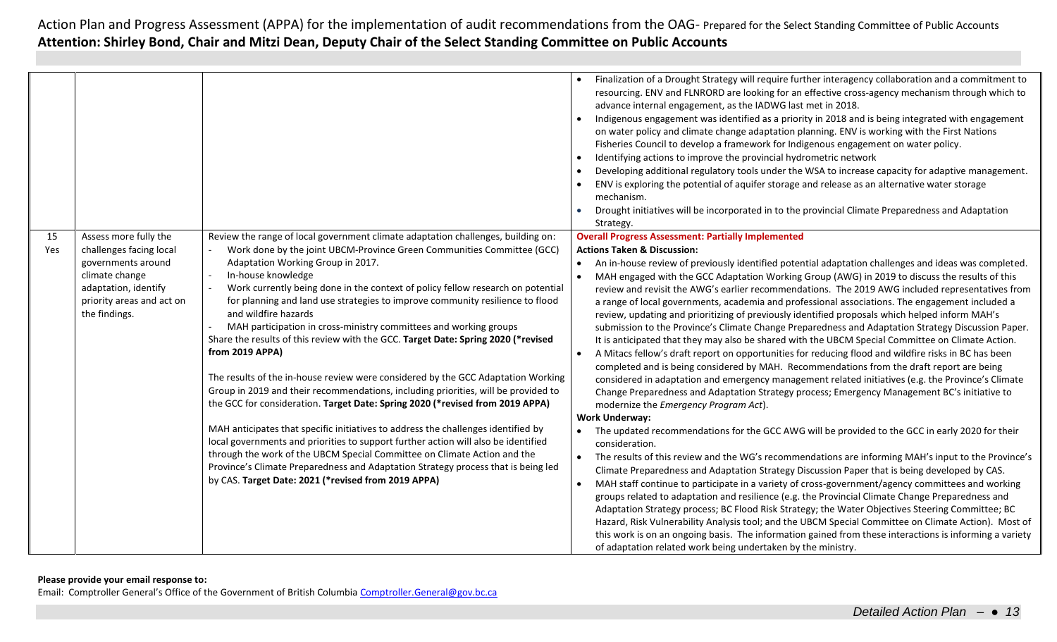Action Plan and Progress Assessment (APPA) for the implementation of audit recommendations from the OAG- Prepared for the Select Standing Committee of Public Accounts

**Attention: Shirley Bond, Chair and Mitzi Dean, Deputy Chair of the Select Standing Committee on Public Accounts**

| | | | |
|---|---|---|---|
| | | | • Finalization of a Drought Strategy will require further interagency collaboration and a commitment to resourcing. ENV and FLNRORD are looking for an effective cross-agency mechanism through which to advance internal engagement, as the IADWG last met in 2018.<br>• Indigenous engagement was identified as a priority in 2018 and is being integrated with engagement on water policy and climate change adaptation planning. ENV is working with the First Nations Fisheries Council to develop a framework for Indigenous engagement on water policy.<br>• Identifying actions to improve the provincial hydrometric network<br>• Developing additional regulatory tools under the WSA to increase capacity for adaptive management.<br>• ENV is exploring the potential of aquifer storage and release as an alternative water storage mechanism.<br>• Drought initiatives will be incorporated in to the provincial Climate Preparedness and Adaptation Strategy. |
| 15<br>Yes | Assess more fully the challenges facing local governments around climate change adaptation, identify priority areas and act on the findings. | Review the range of local government climate adaptation challenges, building on:<br>- Work done by the joint UBCM-Province Green Communities Committee (GCC) Adaptation Working Group in 2017.<br>- In-house knowledge<br>- Work currently being done in the context of policy fellow research on potential for planning and land use strategies to improve community resilience to flood and wildfire hazards<br>- MAH participation in cross-ministry committees and working groups<br>Share the results of this review with the GCC. **Target Date: Spring 2020 (\*revised from 2019 APPA)**<br><br>The results of the in-house review were considered by the GCC Adaptation Working Group in 2019 and their recommendations, including priorities, will be provided to the GCC for consideration. **Target Date: Spring 2020 (\*revised from 2019 APPA)**<br><br>MAH anticipates that specific initiatives to address the challenges identified by local governments and priorities to support further action will also be identified through the work of the UBCM Special Committee on Climate Action and the Province's Climate Preparedness and Adaptation Strategy process that is being led by CAS. **Target Date: 2021 (\*revised from 2019 APPA)** | **Overall Progress Assessment: Partially Implemented**<br>**Actions Taken & Discussion:**<br>• An in-house review of previously identified potential adaptation challenges and ideas was completed.<br>• MAH engaged with the GCC Adaptation Working Group (AWG) in 2019 to discuss the results of this review and revisit the AWG's earlier recommendations. The 2019 AWG included representatives from a range of local governments, academia and professional associations. The engagement included a review, updating and prioritizing of previously identified proposals which helped inform MAH's submission to the Province's Climate Change Preparedness and Adaptation Strategy Discussion Paper. It is anticipated that they may also be shared with the UBCM Special Committee on Climate Action.<br>• A Mitacs fellow's draft report on opportunities for reducing flood and wildfire risks in BC has been completed and is being considered by MAH. Recommendations from the draft report are being considered in adaptation and emergency management related initiatives (e.g. the Province's Climate Change Preparedness and Adaptation Strategy process; Emergency Management BC's initiative to modernize the *Emergency Program Act*).<br>**Work Underway:**<br>• The updated recommendations for the GCC AWG will be provided to the GCC in early 2020 for their consideration.<br>• The results of this review and the WG's recommendations are informing MAH's input to the Province's Climate Preparedness and Adaptation Strategy Discussion Paper that is being developed by CAS.<br>• MAH staff continue to participate in a variety of cross-government/agency committees and working groups related to adaptation and resilience (e.g. the Provincial Climate Change Preparedness and Adaptation Strategy process; BC Flood Risk Strategy; the Water Objectives Steering Committee; BC Hazard, Risk Vulnerability Analysis tool; and the UBCM Special Committee on Climate Action). Most of this work is on an ongoing basis. The information gained from these interactions is informing a variety of adaptation related work being undertaken by the ministry. |

**Please provide your email response to:**

Email: Comptroller General's Office of the Government of British Columbia Comptroller.General@gov.bc.ca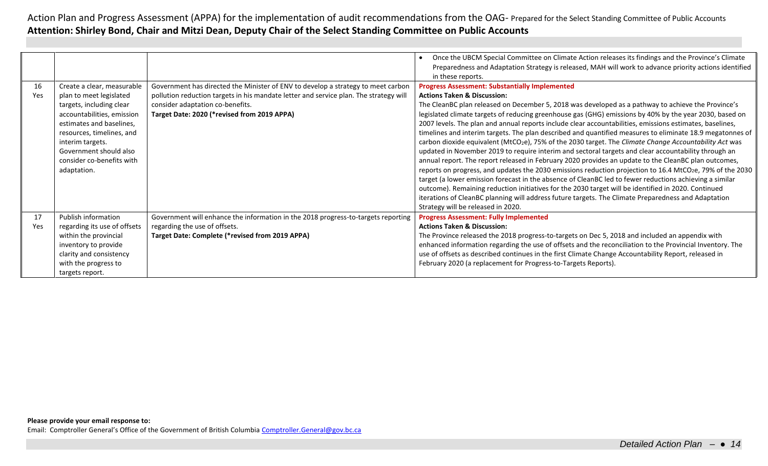| | | | |
|---|---|---|---|
| | | | • Once the UBCM Special Committee on Climate Action releases its findings and the Province's Climate Preparedness and Adaptation Strategy is released, MAH will work to advance priority actions identified in these reports. |
| 16<br>Yes | Create a clear, measurable plan to meet legislated targets, including clear accountabilities, emission estimates and baselines, resources, timelines, and interim targets. Government should also consider co-benefits with adaptation. | Government has directed the Minister of ENV to develop a strategy to meet carbon pollution reduction targets in his mandate letter and service plan. The strategy will consider adaptation co-benefits.<br>**Target Date: 2020 (*revised from 2019 APPA)** | **Progress Assessment: Substantially Implemented**<br>**Actions Taken & Discussion:**<br>The CleanBC plan released on December 5, 2018 was developed as a pathway to achieve the Province's legislated climate targets of reducing greenhouse gas (GHG) emissions by 40% by the year 2030, based on 2007 levels. The plan and annual reports include clear accountabilities, emissions estimates, baselines, timelines and interim targets. The plan described and quantified measures to eliminate 18.9 megatonnes of carbon dioxide equivalent (Mt$CO_2$e), 75% of the 2030 target. The *Climate Change Accountability Act* was updated in November 2019 to require interim and sectoral targets and clear accountability through an annual report. The report released in February 2020 provides an update to the CleanBC plan outcomes, reports on progress, and updates the 2030 emissions reduction projection to 16.4 Mt$CO_2$e, 79% of the 2030 target (a lower emission forecast in the absence of CleanBC led to fewer reductions achieving a similar outcome). Remaining reduction initiatives for the 2030 target will be identified in 2020. Continued iterations of CleanBC planning will address future targets. The Climate Preparedness and Adaptation Strategy will be released in 2020. |
| 17<br>Yes | Publish information regarding its use of offsets within the provincial inventory to provide clarity and consistency with the progress to targets report. | Government will enhance the information in the 2018 progress-to-targets reporting regarding the use of offsets.<br>**Target Date: Complete (*revised from 2019 APPA)** | **Progress Assessment: Fully Implemented**<br>**Actions Taken & Discussion:**<br>The Province released the 2018 progress-to-targets on Dec 5, 2018 and included an appendix with enhanced information regarding the use of offsets and the reconciliation to the Provincial Inventory. The use of offsets as described continues in the first Climate Change Accountability Report, released in February 2020 (a replacement for Progress-to-Targets Reports). |

**Please provide your email response to:**
Email: Comptroller General's Office of the Government of British Columbia Comptroller.General@gov.bc.ca